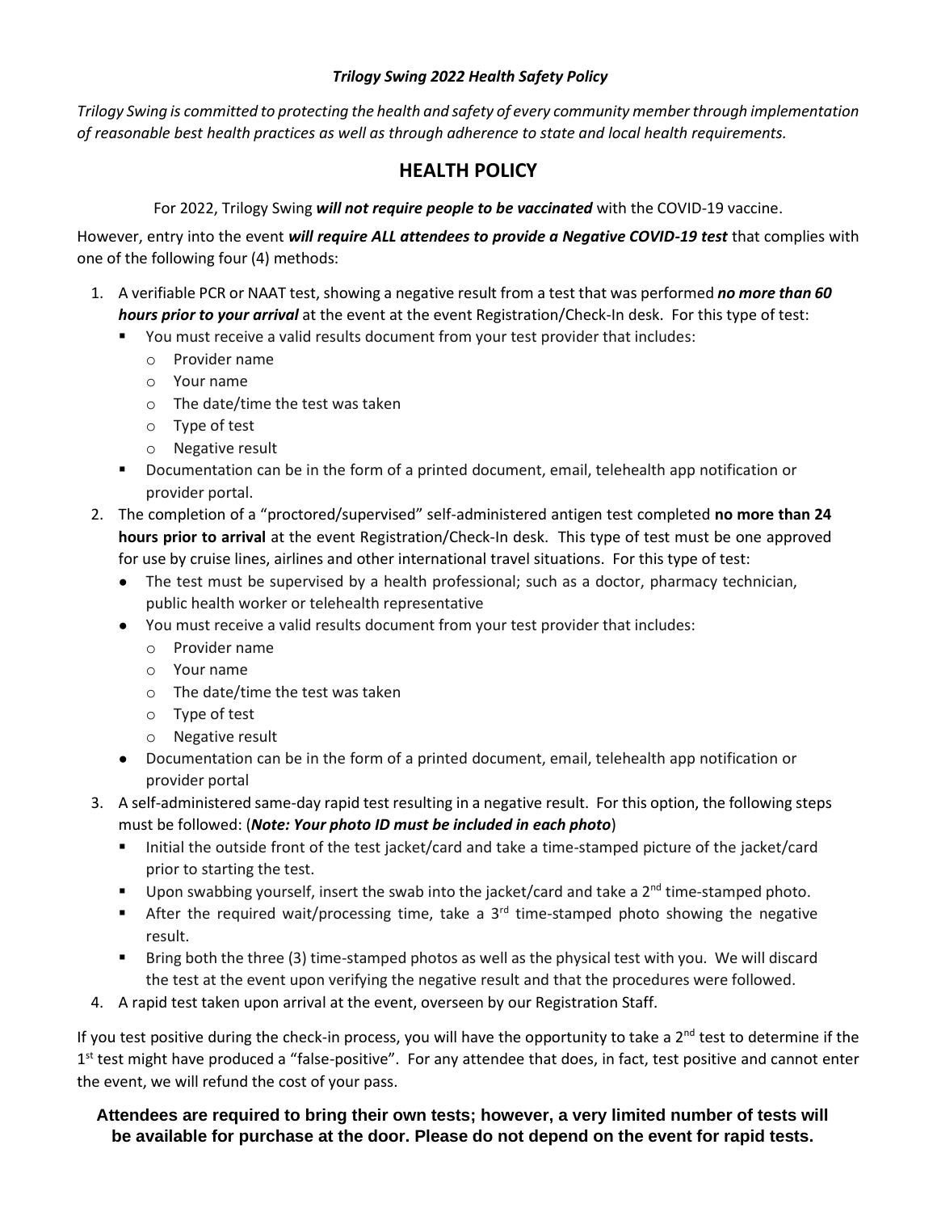***Trilogy Swing 2022 Health Safety Policy***

*Trilogy Swing is committed to protecting the health and safety of every community member through implementation of reasonable best health practices as well as through adherence to state and local health requirements.*

## HEALTH POLICY

For 2022, Trilogy Swing ***will not require people to be vaccinated*** with the COVID-19 vaccine.

However, entry into the event ***will require ALL attendees to provide a Negative COVID-19 test*** that complies with one of the following four (4) methods:

1. A verifiable PCR or NAAT test, showing a negative result from a test that was performed ***no more than 60 hours prior to your arrival*** at the event at the event Registration/Check-In desk. For this type of test:
   - You must receive a valid results document from your test provider that includes:
     - Provider name
     - Your name
     - The date/time the test was taken
     - Type of test
     - Negative result
   - Documentation can be in the form of a printed document, email, telehealth app notification or provider portal.
2. The completion of a "proctored/supervised" self-administered antigen test completed **no more than 24 hours prior to arrival** at the event Registration/Check-In desk. This type of test must be one approved for use by cruise lines, airlines and other international travel situations. For this type of test:
   - The test must be supervised by a health professional; such as a doctor, pharmacy technician, public health worker or telehealth representative
   - You must receive a valid results document from your test provider that includes:
     - Provider name
     - Your name
     - The date/time the test was taken
     - Type of test
     - Negative result
   - Documentation can be in the form of a printed document, email, telehealth app notification or provider portal
3. A self-administered same-day rapid test resulting in a negative result. For this option, the following steps must be followed: (***Note: Your photo ID must be included in each photo***)
   - Initial the outside front of the test jacket/card and take a time-stamped picture of the jacket/card prior to starting the test.
   - Upon swabbing yourself, insert the swab into the jacket/card and take a 2nd time-stamped photo.
   - After the required wait/processing time, take a 3rd time-stamped photo showing the negative result.
   - Bring both the three (3) time-stamped photos as well as the physical test with you. We will discard the test at the event upon verifying the negative result and that the procedures were followed.
4. A rapid test taken upon arrival at the event, overseen by our Registration Staff.

If you test positive during the check-in process, you will have the opportunity to take a 2nd test to determine if the 1st test might have produced a "false-positive". For any attendee that does, in fact, test positive and cannot enter the event, we will refund the cost of your pass.

**Attendees are required to bring their own tests; however, a very limited number of tests will be available for purchase at the door. Please do not depend on the event for rapid tests.**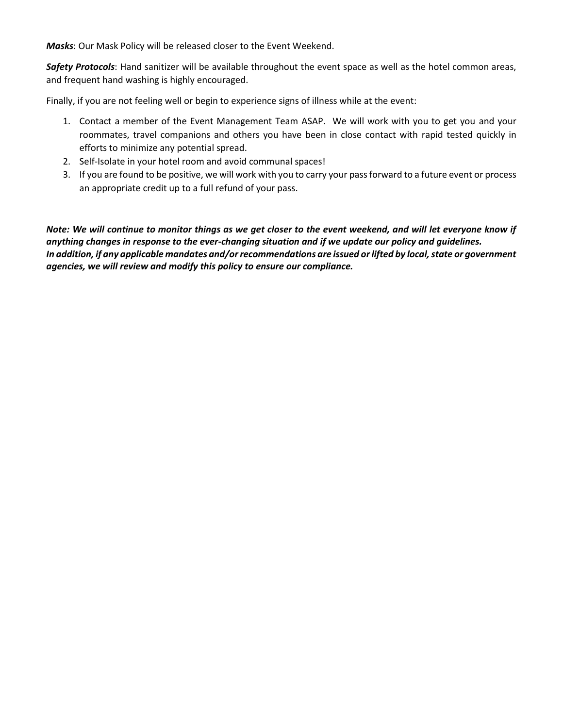***Masks***: Our Mask Policy will be released closer to the Event Weekend.

***Safety Protocols***: Hand sanitizer will be available throughout the event space as well as the hotel common areas, and frequent hand washing is highly encouraged.

Finally, if you are not feeling well or begin to experience signs of illness while at the event:

1. Contact a member of the Event Management Team ASAP. We will work with you to get you and your roommates, travel companions and others you have been in close contact with rapid tested quickly in efforts to minimize any potential spread.
2. Self-Isolate in your hotel room and avoid communal spaces!
3. If you are found to be positive, we will work with you to carry your pass forward to a future event or process an appropriate credit up to a full refund of your pass.

***Note: We will continue to monitor things as we get closer to the event weekend, and will let everyone know if anything changes in response to the ever-changing situation and if we update our policy and guidelines. In addition, if any applicable mandates and/or recommendations are issued or lifted by local, state or government agencies, we will review and modify this policy to ensure our compliance.***